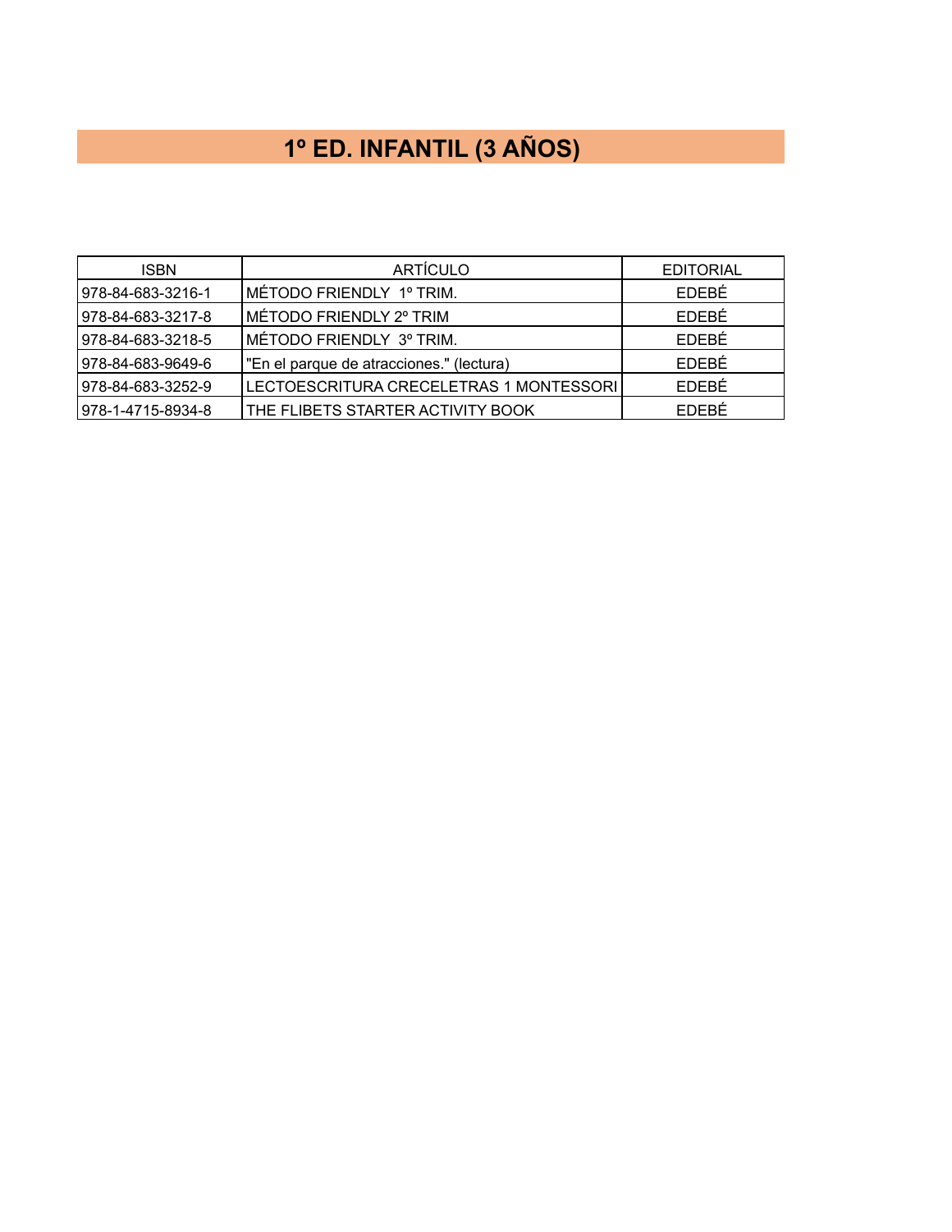# 1º ED. INFANTIL (3 AÑOS)

| ISBN | ARTÍCULO | EDITORIAL |
|---|---|---|
| 978-84-683-3216-1 | MÉTODO FRIENDLY 1º TRIM. | EDEBÉ |
| 978-84-683-3217-8 | MÉTODO FRIENDLY 2º TRIM | EDEBÉ |
| 978-84-683-3218-5 | MÉTODO FRIENDLY 3º TRIM. | EDEBÉ |
| 978-84-683-9649-6 | "En el parque de atracciones." (lectura) | EDEBÉ |
| 978-84-683-3252-9 | LECTOESCRITURA CRECELETRAS 1 MONTESSORI | EDEBÉ |
| 978-1-4715-8934-8 | THE FLIBETS STARTER ACTIVITY BOOK | EDEBÉ |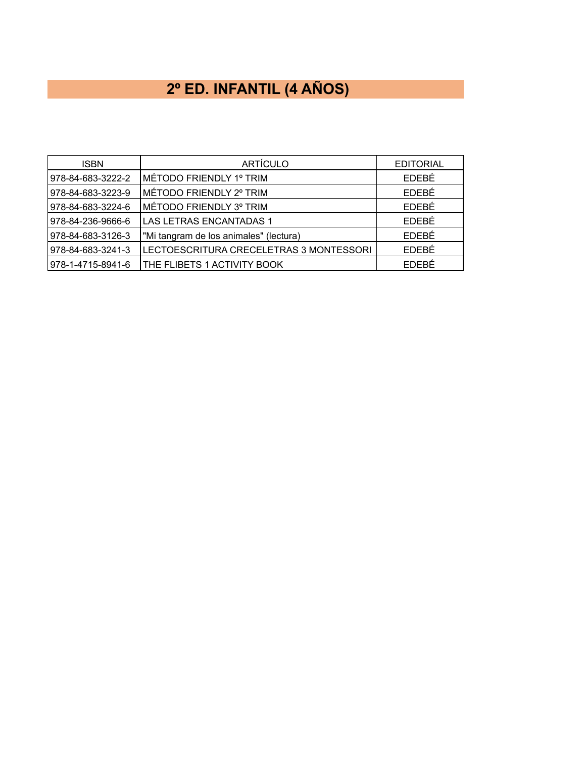# 2º ED. INFANTIL (4 AÑOS)

| ISBN | ARTÍCULO | EDITORIAL |
| --- | --- | --- |
| 978-84-683-3222-2 | MÉTODO FRIENDLY 1º TRIM | EDEBÉ |
| 978-84-683-3223-9 | MÉTODO FRIENDLY 2º TRIM | EDEBÉ |
| 978-84-683-3224-6 | MÉTODO FRIENDLY 3º TRIM | EDEBÉ |
| 978-84-236-9666-6 | LAS LETRAS ENCANTADAS 1 | EDEBÉ |
| 978-84-683-3126-3 | "Mi tangram de los animales" (lectura) | EDEBÉ |
| 978-84-683-3241-3 | LECTOESCRITURA CRECELETRAS 3 MONTESSORI | EDEBÉ |
| 978-1-4715-8941-6 | THE FLIBETS 1 ACTIVITY BOOK | EDEBÉ |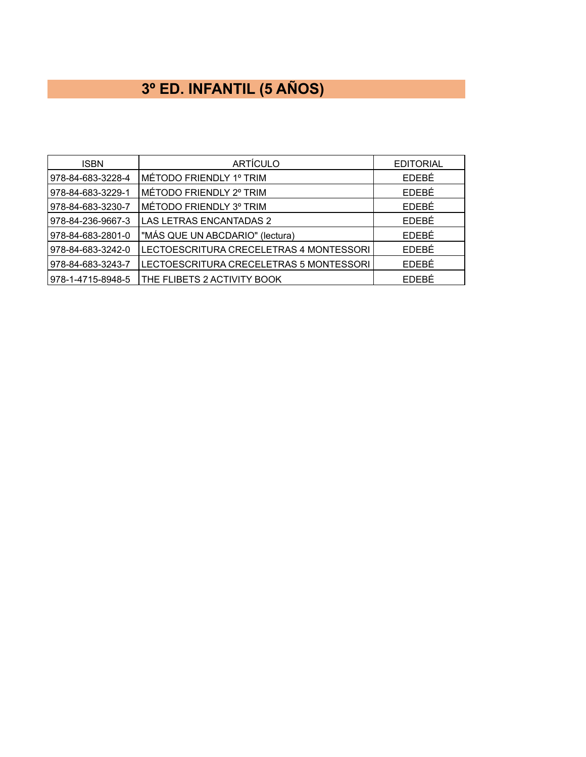# 3º ED. INFANTIL (5 AÑOS)

| ISBN | ARTÍCULO | EDITORIAL |
|---|---|---|
| 978-84-683-3228-4 | MÉTODO FRIENDLY 1º TRIM | EDEBÉ |
| 978-84-683-3229-1 | MÉTODO FRIENDLY 2º TRIM | EDEBÉ |
| 978-84-683-3230-7 | MÉTODO FRIENDLY 3º TRIM | EDEBÉ |
| 978-84-236-9667-3 | LAS LETRAS ENCANTADAS 2 | EDEBÉ |
| 978-84-683-2801-0 | "MÁS QUE UN ABCDARIO" (lectura) | EDEBÉ |
| 978-84-683-3242-0 | LECTOESCRITURA CRECELETRAS 4 MONTESSORI | EDEBÉ |
| 978-84-683-3243-7 | LECTOESCRITURA CRECELETRAS 5 MONTESSORI | EDEBÉ |
| 978-1-4715-8948-5 | THE FLIBETS 2 ACTIVITY BOOK | EDEBÉ |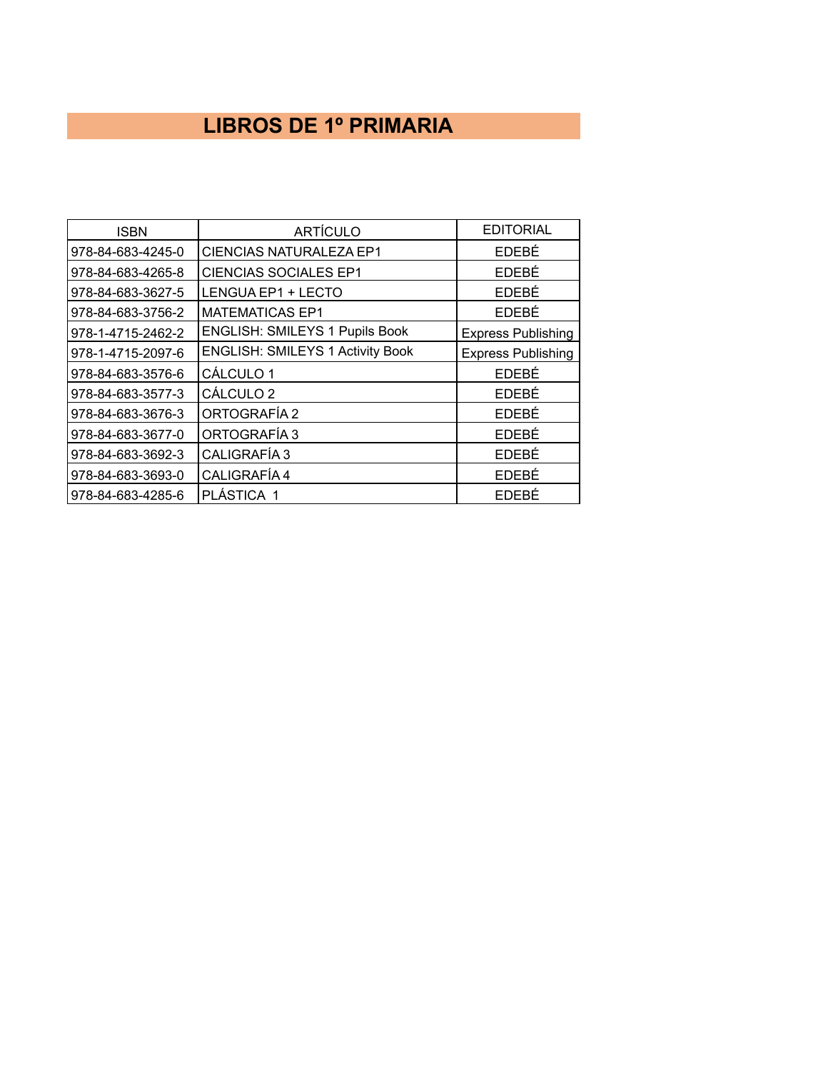# LIBROS DE 1º PRIMARIA

| ISBN | ARTÍCULO | EDITORIAL |
|---|---|---|
| 978-84-683-4245-0 | CIENCIAS NATURALEZA EP1 | EDEBÉ |
| 978-84-683-4265-8 | CIENCIAS SOCIALES EP1 | EDEBÉ |
| 978-84-683-3627-5 | LENGUA EP1 + LECTO | EDEBÉ |
| 978-84-683-3756-2 | MATEMATICAS EP1 | EDEBÉ |
| 978-1-4715-2462-2 | ENGLISH: SMILEYS 1 Pupils Book | Express Publishing |
| 978-1-4715-2097-6 | ENGLISH: SMILEYS 1 Activity Book | Express Publishing |
| 978-84-683-3576-6 | CÁLCULO 1 | EDEBÉ |
| 978-84-683-3577-3 | CÁLCULO 2 | EDEBÉ |
| 978-84-683-3676-3 | ORTOGRAFÍA 2 | EDEBÉ |
| 978-84-683-3677-0 | ORTOGRAFÍA 3 | EDEBÉ |
| 978-84-683-3692-3 | CALIGRAFÍA 3 | EDEBÉ |
| 978-84-683-3693-0 | CALIGRAFÍA 4 | EDEBÉ |
| 978-84-683-4285-6 | PLÁSTICA 1 | EDEBÉ |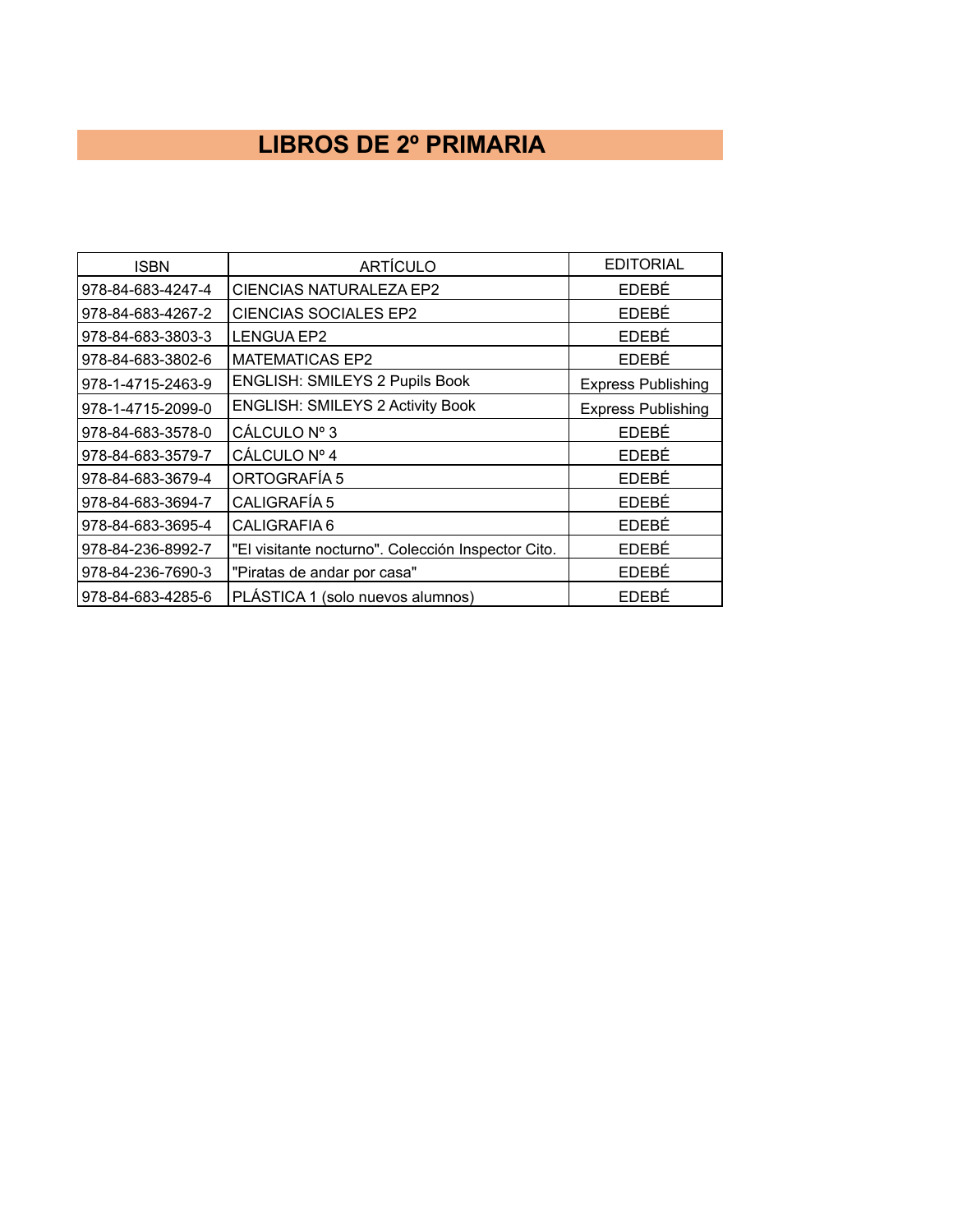# LIBROS DE 2º PRIMARIA

| ISBN | ARTÍCULO | EDITORIAL |
| --- | --- | --- |
| 978-84-683-4247-4 | CIENCIAS NATURALEZA EP2 | EDEBÉ |
| 978-84-683-4267-2 | CIENCIAS SOCIALES EP2 | EDEBÉ |
| 978-84-683-3803-3 | LENGUA EP2 | EDEBÉ |
| 978-84-683-3802-6 | MATEMATICAS EP2 | EDEBÉ |
| 978-1-4715-2463-9 | ENGLISH: SMILEYS 2 Pupils Book | Express Publishing |
| 978-1-4715-2099-0 | ENGLISH: SMILEYS 2 Activity Book | Express Publishing |
| 978-84-683-3578-0 | CÁLCULO Nº 3 | EDEBÉ |
| 978-84-683-3579-7 | CÁLCULO Nº 4 | EDEBÉ |
| 978-84-683-3679-4 | ORTOGRAFÍA 5 | EDEBÉ |
| 978-84-683-3694-7 | CALIGRAFÍA 5 | EDEBÉ |
| 978-84-683-3695-4 | CALIGRAFIA 6 | EDEBÉ |
| 978-84-236-8992-7 | "El visitante nocturno". Colección Inspector Cito. | EDEBÉ |
| 978-84-236-7690-3 | "Piratas de andar por casa" | EDEBÉ |
| 978-84-683-4285-6 | PLÁSTICA 1 (solo nuevos alumnos) | EDEBÉ |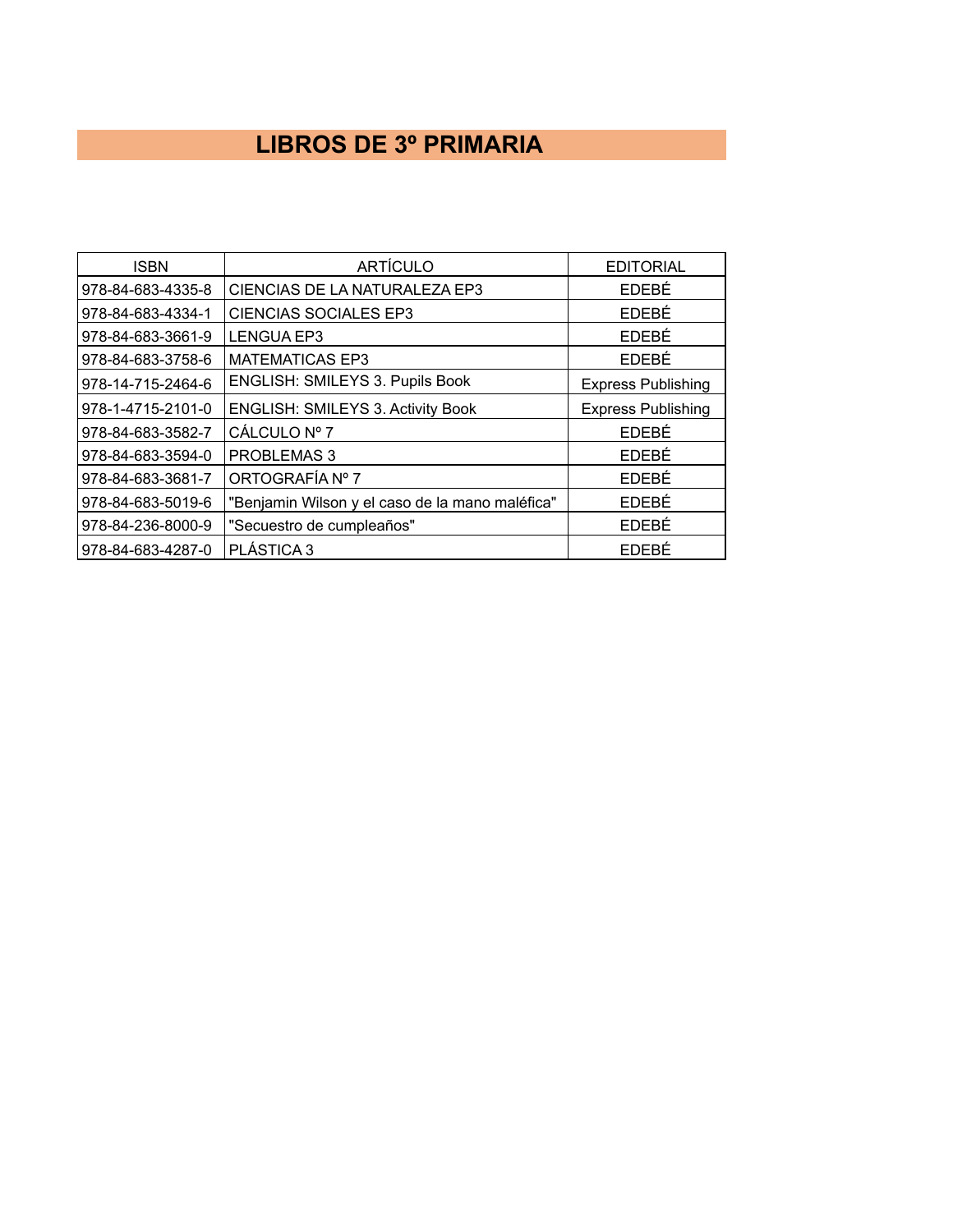# LIBROS DE 3º PRIMARIA

| ISBN | ARTÍCULO | EDITORIAL |
|---|---|---|
| 978-84-683-4335-8 | CIENCIAS DE LA NATURALEZA EP3 | EDEBÉ |
| 978-84-683-4334-1 | CIENCIAS SOCIALES EP3 | EDEBÉ |
| 978-84-683-3661-9 | LENGUA EP3 | EDEBÉ |
| 978-84-683-3758-6 | MATEMATICAS EP3 | EDEBÉ |
| 978-14-715-2464-6 | ENGLISH: SMILEYS 3. Pupils Book | Express Publishing |
| 978-1-4715-2101-0 | ENGLISH: SMILEYS 3. Activity Book | Express Publishing |
| 978-84-683-3582-7 | CÁLCULO Nº 7 | EDEBÉ |
| 978-84-683-3594-0 | PROBLEMAS 3 | EDEBÉ |
| 978-84-683-3681-7 | ORTOGRAFÍA Nº 7 | EDEBÉ |
| 978-84-683-5019-6 | "Benjamin Wilson y el caso de la mano maléfica" | EDEBÉ |
| 978-84-236-8000-9 | "Secuestro de cumpleaños" | EDEBÉ |
| 978-84-683-4287-0 | PLÁSTICA 3 | EDEBÉ |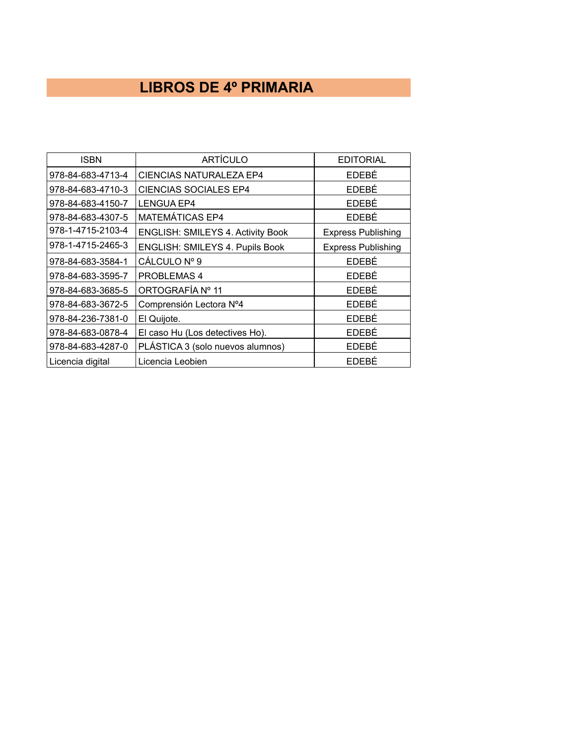# LIBROS DE 4º PRIMARIA

| ISBN | ARTÍCULO | EDITORIAL |
|---|---|---|
| 978-84-683-4713-4 | CIENCIAS NATURALEZA EP4 | EDEBÉ |
| 978-84-683-4710-3 | CIENCIAS SOCIALES EP4 | EDEBÉ |
| 978-84-683-4150-7 | LENGUA EP4 | EDEBÉ |
| 978-84-683-4307-5 | MATEMÁTICAS EP4 | EDEBÉ |
| 978-1-4715-2103-4 | ENGLISH: SMILEYS 4. Activity Book | Express Publishing |
| 978-1-4715-2465-3 | ENGLISH: SMILEYS 4. Pupils Book | Express Publishing |
| 978-84-683-3584-1 | CÁLCULO Nº 9 | EDEBÉ |
| 978-84-683-3595-7 | PROBLEMAS 4 | EDEBÉ |
| 978-84-683-3685-5 | ORTOGRAFÍA Nº 11 | EDEBÉ |
| 978-84-683-3672-5 | Comprensión Lectora Nº4 | EDEBÉ |
| 978-84-236-7381-0 | El Quijote. | EDEBÉ |
| 978-84-683-0878-4 | El caso Hu (Los detectives Ho). | EDEBÉ |
| 978-84-683-4287-0 | PLÁSTICA 3 (solo nuevos alumnos) | EDEBÉ |
| Licencia digital | Licencia Leobien | EDEBÉ |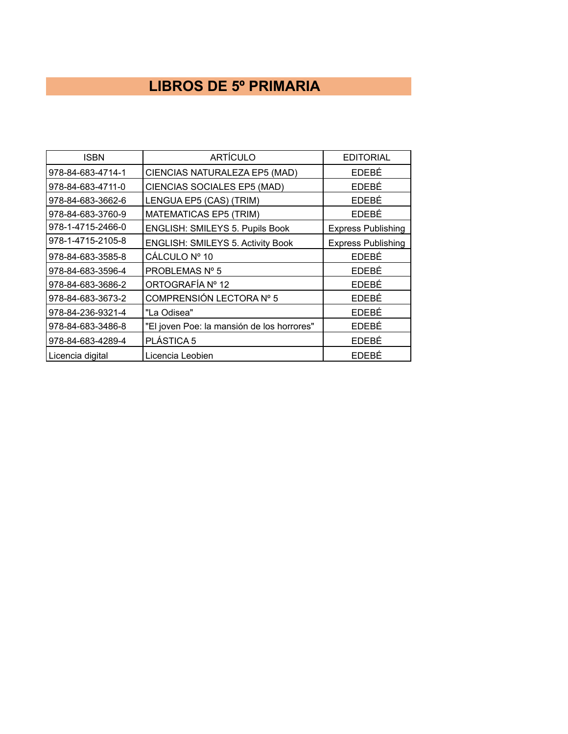# LIBROS DE 5º PRIMARIA

| ISBN | ARTÍCULO | EDITORIAL |
| --- | --- | --- |
| 978-84-683-4714-1 | CIENCIAS NATURALEZA EP5 (MAD) | EDEBÉ |
| 978-84-683-4711-0 | CIENCIAS SOCIALES EP5 (MAD) | EDEBÉ |
| 978-84-683-3662-6 | LENGUA EP5 (CAS) (TRIM) | EDEBÉ |
| 978-84-683-3760-9 | MATEMATICAS EP5 (TRIM) | EDEBÉ |
| 978-1-4715-2466-0 | ENGLISH: SMILEYS 5. Pupils Book | Express Publishing |
| 978-1-4715-2105-8 | ENGLISH: SMILEYS 5. Activity Book | Express Publishing |
| 978-84-683-3585-8 | CÁLCULO Nº 10 | EDEBÉ |
| 978-84-683-3596-4 | PROBLEMAS Nº 5 | EDEBÉ |
| 978-84-683-3686-2 | ORTOGRAFÍA Nº 12 | EDEBÉ |
| 978-84-683-3673-2 | COMPRENSIÓN LECTORA Nº 5 | EDEBÉ |
| 978-84-236-9321-4 | "La Odisea" | EDEBÉ |
| 978-84-683-3486-8 | "El joven Poe: la mansión de los horrores" | EDEBÉ |
| 978-84-683-4289-4 | PLÁSTICA 5 | EDEBÉ |
| Licencia digital | Licencia Leobien | EDEBÉ |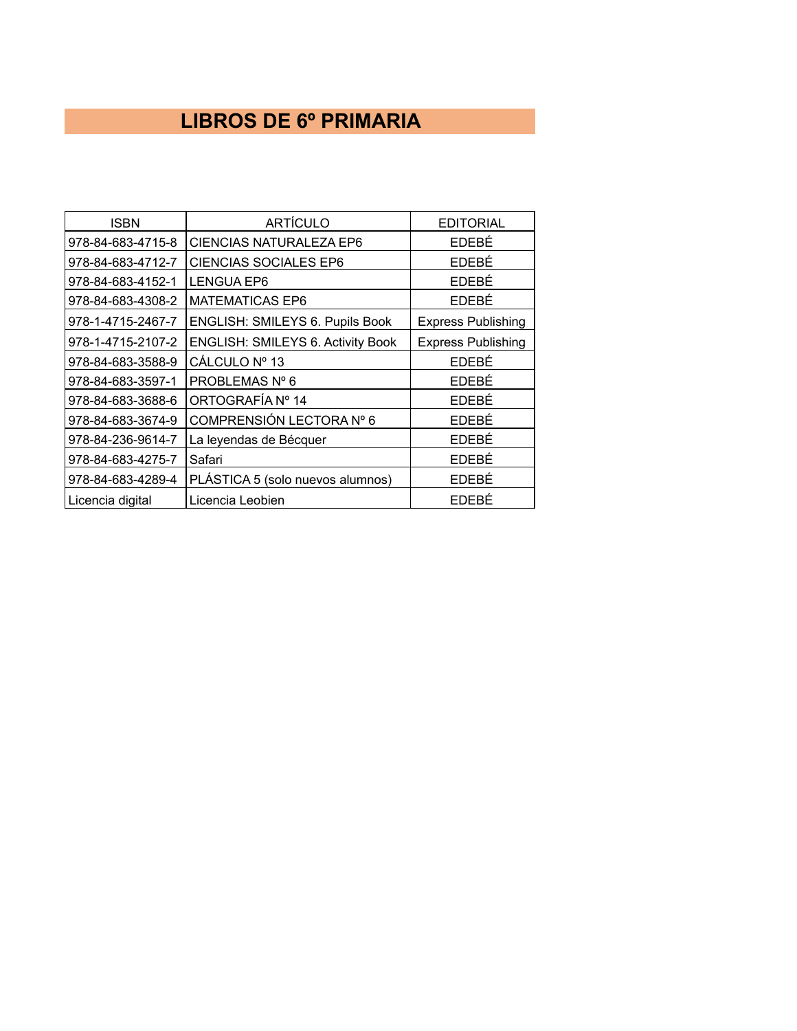# LIBROS DE 6º PRIMARIA

| ISBN | ARTÍCULO | EDITORIAL |
| --- | --- | --- |
| 978-84-683-4715-8 | CIENCIAS NATURALEZA EP6 | EDEBÉ |
| 978-84-683-4712-7 | CIENCIAS SOCIALES EP6 | EDEBÉ |
| 978-84-683-4152-1 | LENGUA EP6 | EDEBÉ |
| 978-84-683-4308-2 | MATEMATICAS EP6 | EDEBÉ |
| 978-1-4715-2467-7 | ENGLISH: SMILEYS 6. Pupils Book | Express Publishing |
| 978-1-4715-2107-2 | ENGLISH: SMILEYS 6. Activity Book | Express Publishing |
| 978-84-683-3588-9 | CÁLCULO Nº 13 | EDEBÉ |
| 978-84-683-3597-1 | PROBLEMAS Nº 6 | EDEBÉ |
| 978-84-683-3688-6 | ORTOGRAFÍA Nº 14 | EDEBÉ |
| 978-84-683-3674-9 | COMPRENSIÓN LECTORA Nº 6 | EDEBÉ |
| 978-84-236-9614-7 | La leyendas de Bécquer | EDEBÉ |
| 978-84-683-4275-7 | Safari | EDEBÉ |
| 978-84-683-4289-4 | PLÁSTICA 5 (solo nuevos alumnos) | EDEBÉ |
| Licencia digital | Licencia Leobien | EDEBÉ |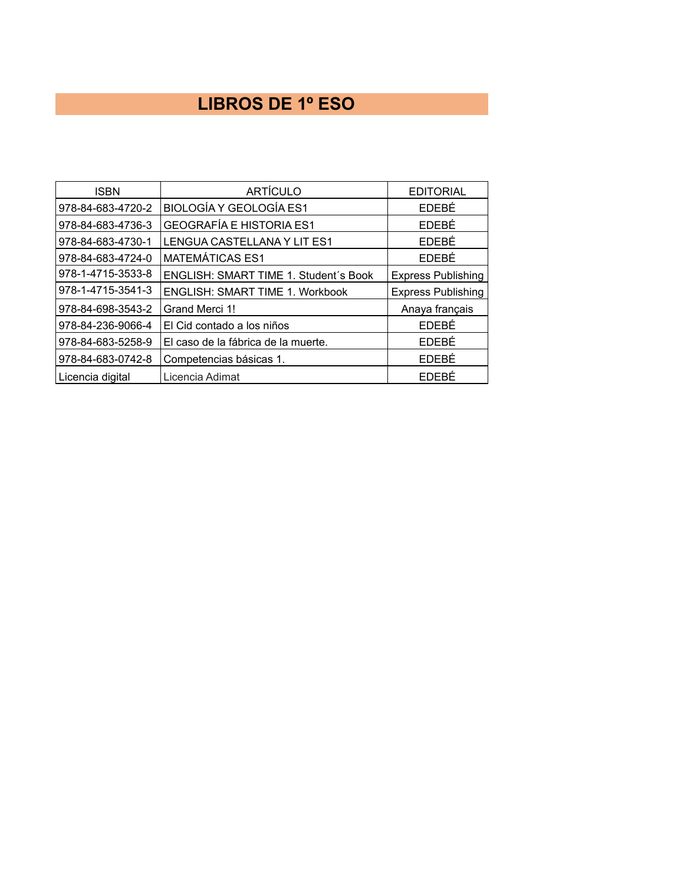# LIBROS DE 1º ESO

| ISBN | ARTÍCULO | EDITORIAL |
| --- | --- | --- |
| 978-84-683-4720-2 | BIOLOGÍA Y GEOLOGÍA ES1 | EDEBÉ |
| 978-84-683-4736-3 | GEOGRAFÍA E HISTORIA ES1 | EDEBÉ |
| 978-84-683-4730-1 | LENGUA CASTELLANA Y LIT ES1 | EDEBÉ |
| 978-84-683-4724-0 | MATEMÁTICAS ES1 | EDEBÉ |
| 978-1-4715-3533-8 | ENGLISH: SMART TIME 1. Student´s Book | Express Publishing |
| 978-1-4715-3541-3 | ENGLISH: SMART TIME 1. Workbook | Express Publishing |
| 978-84-698-3543-2 | Grand Merci 1! | Anaya français |
| 978-84-236-9066-4 | El Cid contado a los niños | EDEBÉ |
| 978-84-683-5258-9 | El caso de la fábrica de la muerte. | EDEBÉ |
| 978-84-683-0742-8 | Competencias básicas 1. | EDEBÉ |
| Licencia digital | Licencia Adimat | EDEBÉ |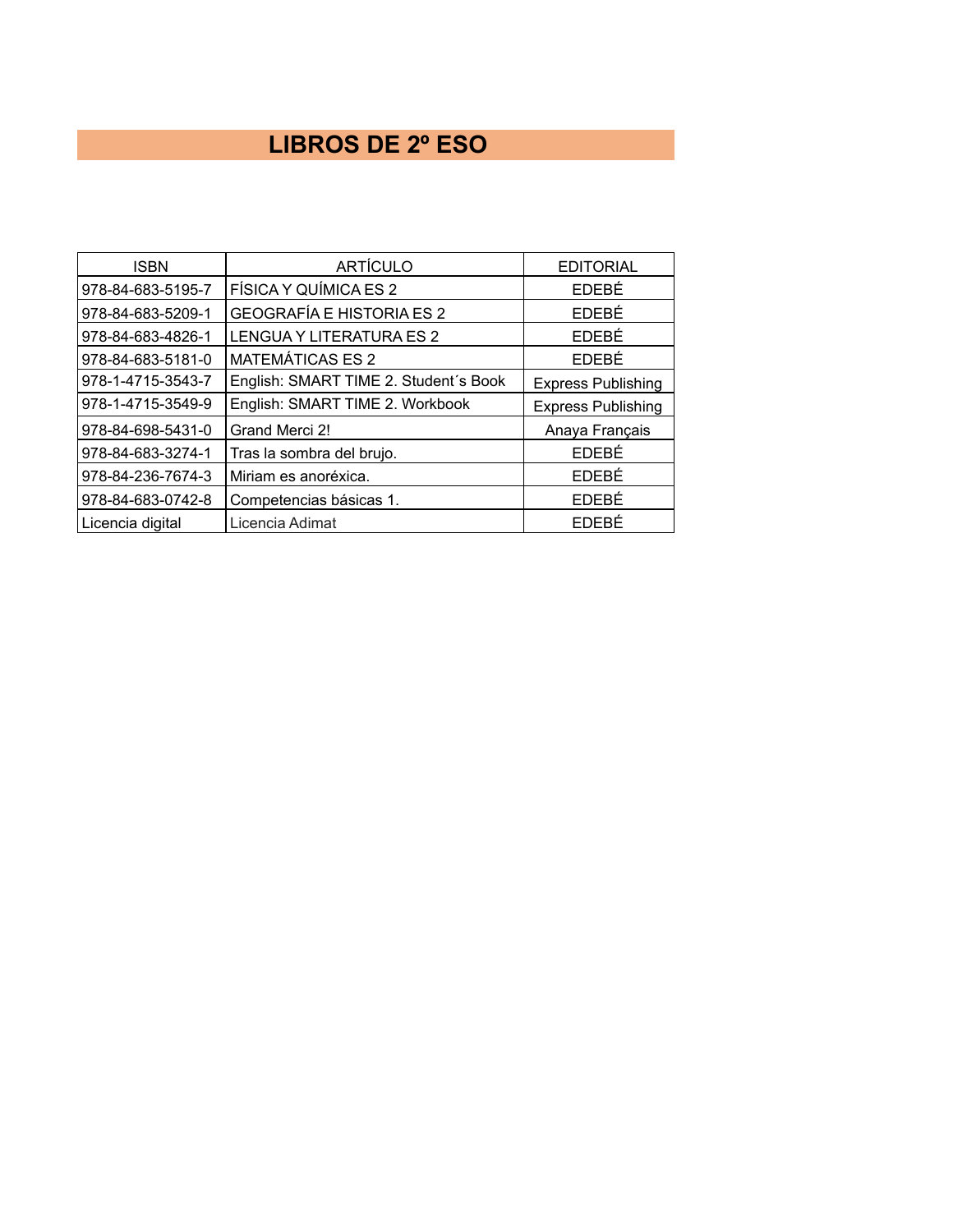# LIBROS DE 2º ESO

| ISBN | ARTÍCULO | EDITORIAL |
|---|---|---|
| 978-84-683-5195-7 | FÍSICA Y QUÍMICA ES 2 | EDEBÉ |
| 978-84-683-5209-1 | GEOGRAFÍA E HISTORIA ES 2 | EDEBÉ |
| 978-84-683-4826-1 | LENGUA Y LITERATURA ES 2 | EDEBÉ |
| 978-84-683-5181-0 | MATEMÁTICAS ES 2 | EDEBÉ |
| 978-1-4715-3543-7 | English: SMART TIME 2. Student´s Book | Express Publishing |
| 978-1-4715-3549-9 | English: SMART TIME 2. Workbook | Express Publishing |
| 978-84-698-5431-0 | Grand Merci 2! | Anaya Français |
| 978-84-683-3274-1 | Tras la sombra del brujo. | EDEBÉ |
| 978-84-236-7674-3 | Miriam es anoréxica. | EDEBÉ |
| 978-84-683-0742-8 | Competencias básicas 1. | EDEBÉ |
| Licencia digital | Licencia Adimat | EDEBÉ |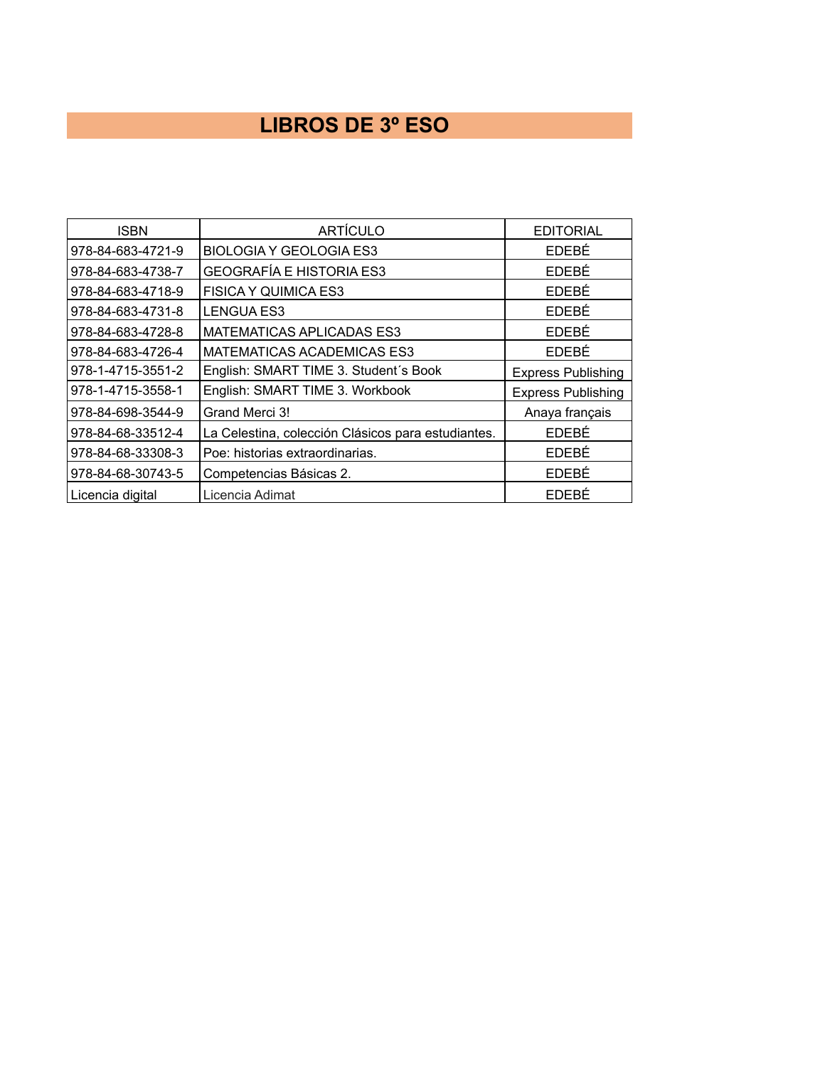# LIBROS DE 3º ESO

| ISBN | ARTÍCULO | EDITORIAL |
|---|---|---|
| 978-84-683-4721-9 | BIOLOGIA Y GEOLOGIA ES3 | EDEBÉ |
| 978-84-683-4738-7 | GEOGRAFÍA E HISTORIA ES3 | EDEBÉ |
| 978-84-683-4718-9 | FISICA Y QUIMICA ES3 | EDEBÉ |
| 978-84-683-4731-8 | LENGUA ES3 | EDEBÉ |
| 978-84-683-4728-8 | MATEMATICAS APLICADAS ES3 | EDEBÉ |
| 978-84-683-4726-4 | MATEMATICAS ACADEMICAS ES3 | EDEBÉ |
| 978-1-4715-3551-2 | English: SMART TIME 3. Student´s Book | Express Publishing |
| 978-1-4715-3558-1 | English: SMART TIME 3. Workbook | Express Publishing |
| 978-84-698-3544-9 | Grand Merci 3! | Anaya français |
| 978-84-68-33512-4 | La Celestina, colección Clásicos para estudiantes. | EDEBÉ |
| 978-84-68-33308-3 | Poe: historias extraordinarias. | EDEBÉ |
| 978-84-68-30743-5 | Competencias Básicas 2. | EDEBÉ |
| Licencia digital | Licencia Adimat | EDEBÉ |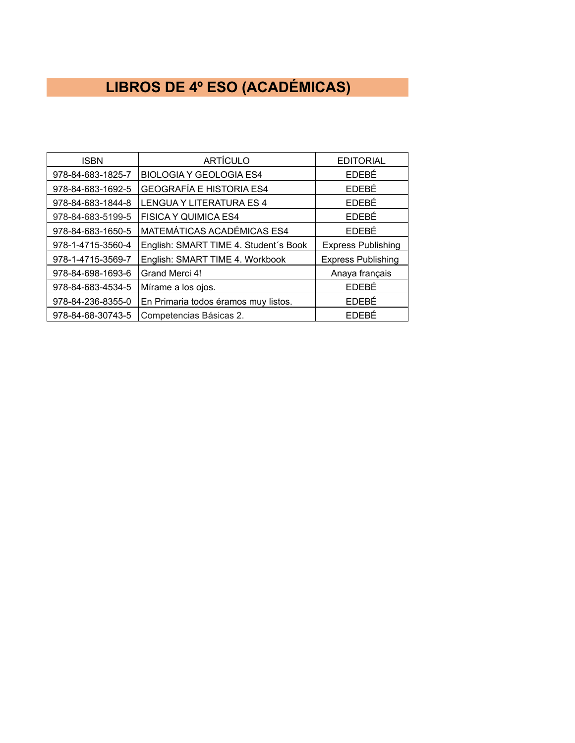# LIBROS DE 4º ESO (ACADÉMICAS)

| ISBN | ARTÍCULO | EDITORIAL |
| --- | --- | --- |
| 978-84-683-1825-7 | BIOLOGIA Y GEOLOGIA ES4 | EDEBÉ |
| 978-84-683-1692-5 | GEOGRAFÍA E HISTORIA ES4 | EDEBÉ |
| 978-84-683-1844-8 | LENGUA Y LITERATURA ES 4 | EDEBÉ |
| 978-84-683-5199-5 | FISICA Y QUIMICA ES4 | EDEBÉ |
| 978-84-683-1650-5 | MATEMÁTICAS ACADÉMICAS ES4 | EDEBÉ |
| 978-1-4715-3560-4 | English: SMART TIME 4. Student´s Book | Express Publishing |
| 978-1-4715-3569-7 | English: SMART TIME 4. Workbook | Express Publishing |
| 978-84-698-1693-6 | Grand Merci 4! | Anaya français |
| 978-84-683-4534-5 | Mírame a los ojos. | EDEBÉ |
| 978-84-236-8355-0 | En Primaria todos éramos muy listos. | EDEBÉ |
| 978-84-68-30743-5 | Competencias Básicas 2. | EDEBÉ |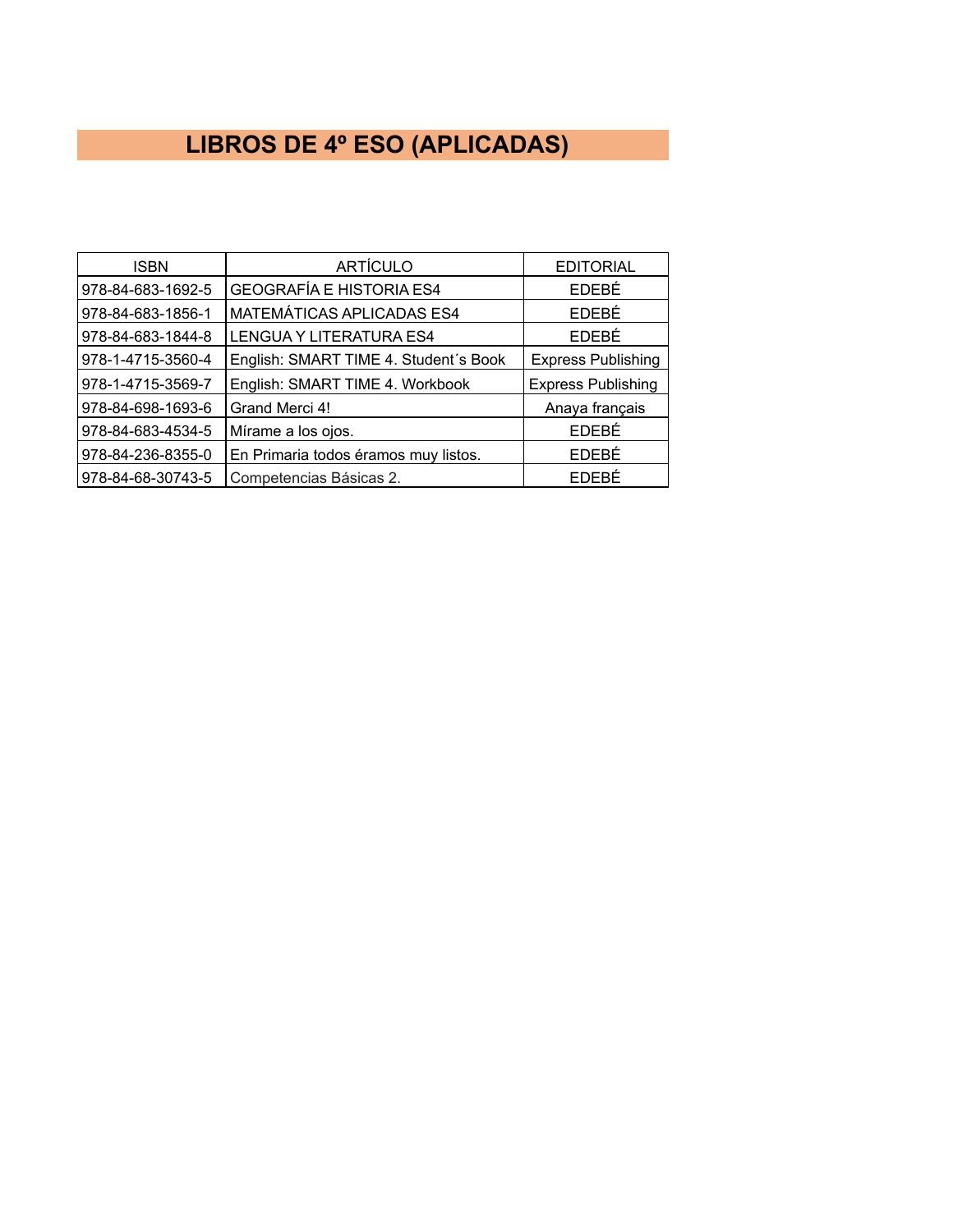# LIBROS DE 4º ESO (APLICADAS)

| ISBN | ARTÍCULO | EDITORIAL |
|---|---|---|
| 978-84-683-1692-5 | GEOGRAFÍA E HISTORIA ES4 | EDEBÉ |
| 978-84-683-1856-1 | MATEMÁTICAS APLICADAS ES4 | EDEBÉ |
| 978-84-683-1844-8 | LENGUA Y LITERATURA ES4 | EDEBÉ |
| 978-1-4715-3560-4 | English: SMART TIME 4. Student´s Book | Express Publishing |
| 978-1-4715-3569-7 | English: SMART TIME 4. Workbook | Express Publishing |
| 978-84-698-1693-6 | Grand Merci 4! | Anaya français |
| 978-84-683-4534-5 | Mírame a los ojos. | EDEBÉ |
| 978-84-236-8355-0 | En Primaria todos éramos muy listos. | EDEBÉ |
| 978-84-68-30743-5 | Competencias Básicas 2. | EDEBÉ |